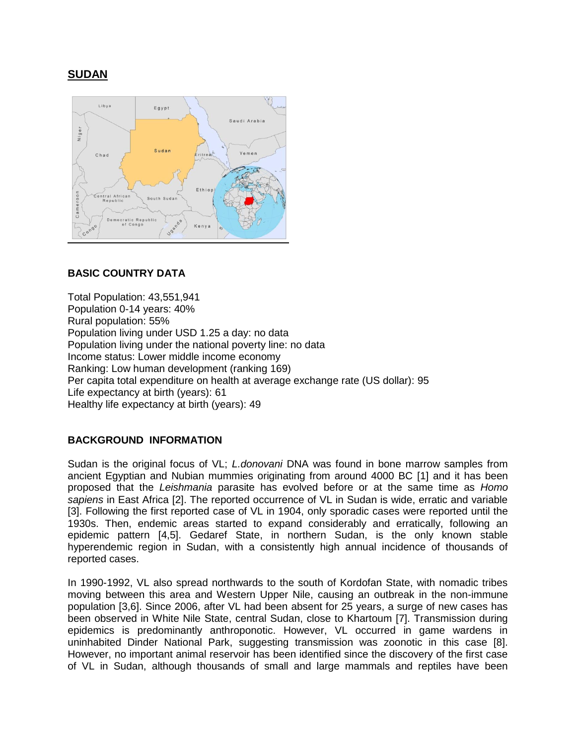# SUDAN

## BASIC COUNTRY DATA

Total Population: 43,551,941
Population 0-14 years: 40%
Rural population: 55%
Population living under USD 1.25 a day: no data
Population living under the national poverty line: no data
Income status: Lower middle income economy
Ranking: Low human development (ranking 169)
Per capita total expenditure on health at average exchange rate (US dollar): 95
Life expectancy at birth (years): 61
Healthy life expectancy at birth (years): 49

## BACKGROUND INFORMATION

Sudan is the original focus of VL; *L.donovani* DNA was found in bone marrow samples from ancient Egyptian and Nubian mummies originating from around 4000 BC [1] and it has been proposed that the *Leishmania* parasite has evolved before or at the same time as *Homo sapiens* in East Africa [2]. The reported occurrence of VL in Sudan is wide, erratic and variable [3]. Following the first reported case of VL in 1904, only sporadic cases were reported until the 1930s. Then, endemic areas started to expand considerably and erratically, following an epidemic pattern [4,5]. Gedaref State, in northern Sudan, is the only known stable hyperendemic region in Sudan, with a consistently high annual incidence of thousands of reported cases.

In 1990-1992, VL also spread northwards to the south of Kordofan State, with nomadic tribes moving between this area and Western Upper Nile, causing an outbreak in the non-immune population [3,6]. Since 2006, after VL had been absent for 25 years, a surge of new cases has been observed in White Nile State, central Sudan, close to Khartoum [7]. Transmission during epidemics is predominantly anthroponotic. However, VL occurred in game wardens in uninhabited Dinder National Park, suggesting transmission was zoonotic in this case [8]. However, no important animal reservoir has been identified since the discovery of the first case of VL in Sudan, although thousands of small and large mammals and reptiles have been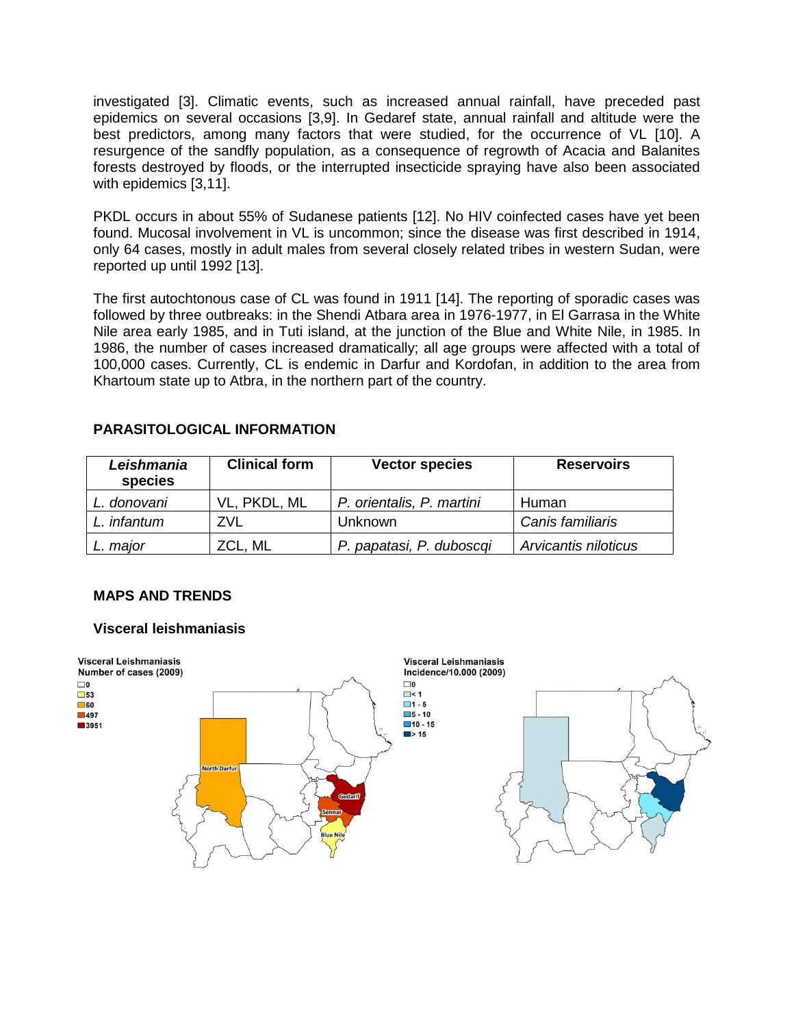investigated [3]. Climatic events, such as increased annual rainfall, have preceded past epidemics on several occasions [3,9]. In Gedaref state, annual rainfall and altitude were the best predictors, among many factors that were studied, for the occurrence of VL [10]. A resurgence of the sandfly population, as a consequence of regrowth of Acacia and Balanites forests destroyed by floods, or the interrupted insecticide spraying have also been associated with epidemics [3,11].

PKDL occurs in about 55% of Sudanese patients [12]. No HIV coinfected cases have yet been found. Mucosal involvement in VL is uncommon; since the disease was first described in 1914, only 64 cases, mostly in adult males from several closely related tribes in western Sudan, were reported up until 1992 [13].

The first autochtonous case of CL was found in 1911 [14]. The reporting of sporadic cases was followed by three outbreaks: in the Shendi Atbara area in 1976-1977, in El Garrasa in the White Nile area early 1985, and in Tuti island, at the junction of the Blue and White Nile, in 1985. In 1986, the number of cases increased dramatically; all age groups were affected with a total of 100,000 cases. Currently, CL is endemic in Darfur and Kordofan, in addition to the area from Khartoum state up to Atbra, in the northern part of the country.

## PARASITOLOGICAL INFORMATION

| *Leishmania* species | Clinical form | Vector species | Reservoirs |
|---|---|---|---|
| *L. donovani* | VL, PKDL, ML | *P. orientalis, P. martini* | Human |
| *L. infantum* | ZVL | Unknown | *Canis familiaris* |
| *L. major* | ZCL, ML | *P. papatasi, P. duboscqi* | *Arvicantis niloticus* |

## MAPS AND TRENDS

### Visceral leishmaniasis

Visceral Leishmaniasis Number of cases (2009): 0; 53; 60; 497; 3951 — North Darfur, Gedarif, Sennar, Blue Nile

Visceral Leishmaniasis Incidence/10.000 (2009): 0; < 1; 1 - 5; 5 - 10; 10 - 15; > 15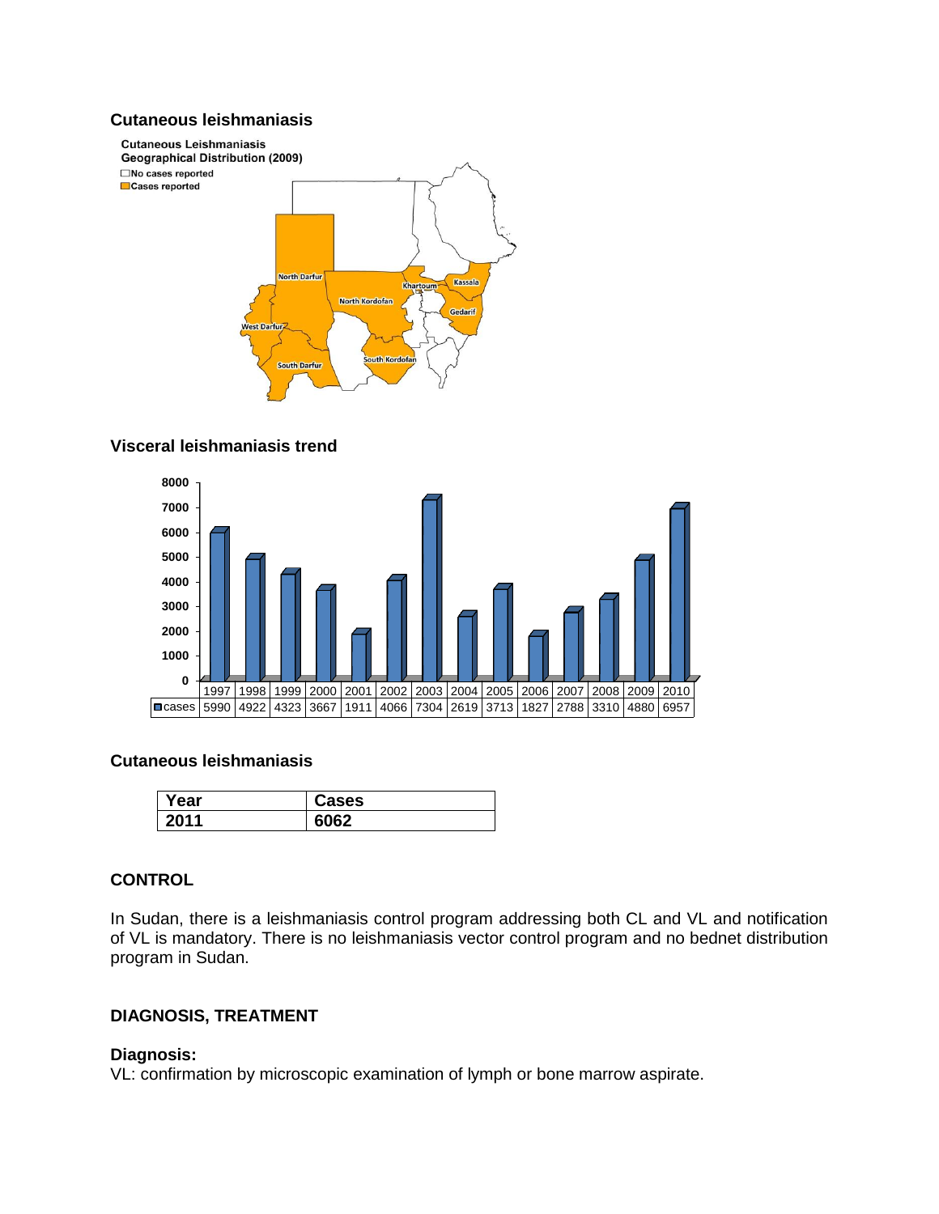### Cutaneous leishmaniasis

**Cutaneous Leishmaniasis**
**Geographical Distribution (2009)**

No cases reported
Cases reported

North Darfur, West Darfur, South Darfur, North Kordofan, South Kordofan, Khartoum, Kassala, Gedarif

### Visceral leishmaniasis trend

| | 1997 | 1998 | 1999 | 2000 | 2001 | 2002 | 2003 | 2004 | 2005 | 2006 | 2007 | 2008 | 2009 | 2010 |
|---|---|---|---|---|---|---|---|---|---|---|---|---|---|---|
| cases | 5990 | 4922 | 4323 | 3667 | 1911 | 4066 | 7304 | 2619 | 3713 | 1827 | 2788 | 3310 | 4880 | 6957 |

### Cutaneous leishmaniasis

| Year | Cases |
|---|---|
| 2011 | 6062 |

## CONTROL

In Sudan, there is a leishmaniasis control program addressing both CL and VL and notification of VL is mandatory. There is no leishmaniasis vector control program and no bednet distribution program in Sudan.

## DIAGNOSIS, TREATMENT

### Diagnosis:

VL: confirmation by microscopic examination of lymph or bone marrow aspirate.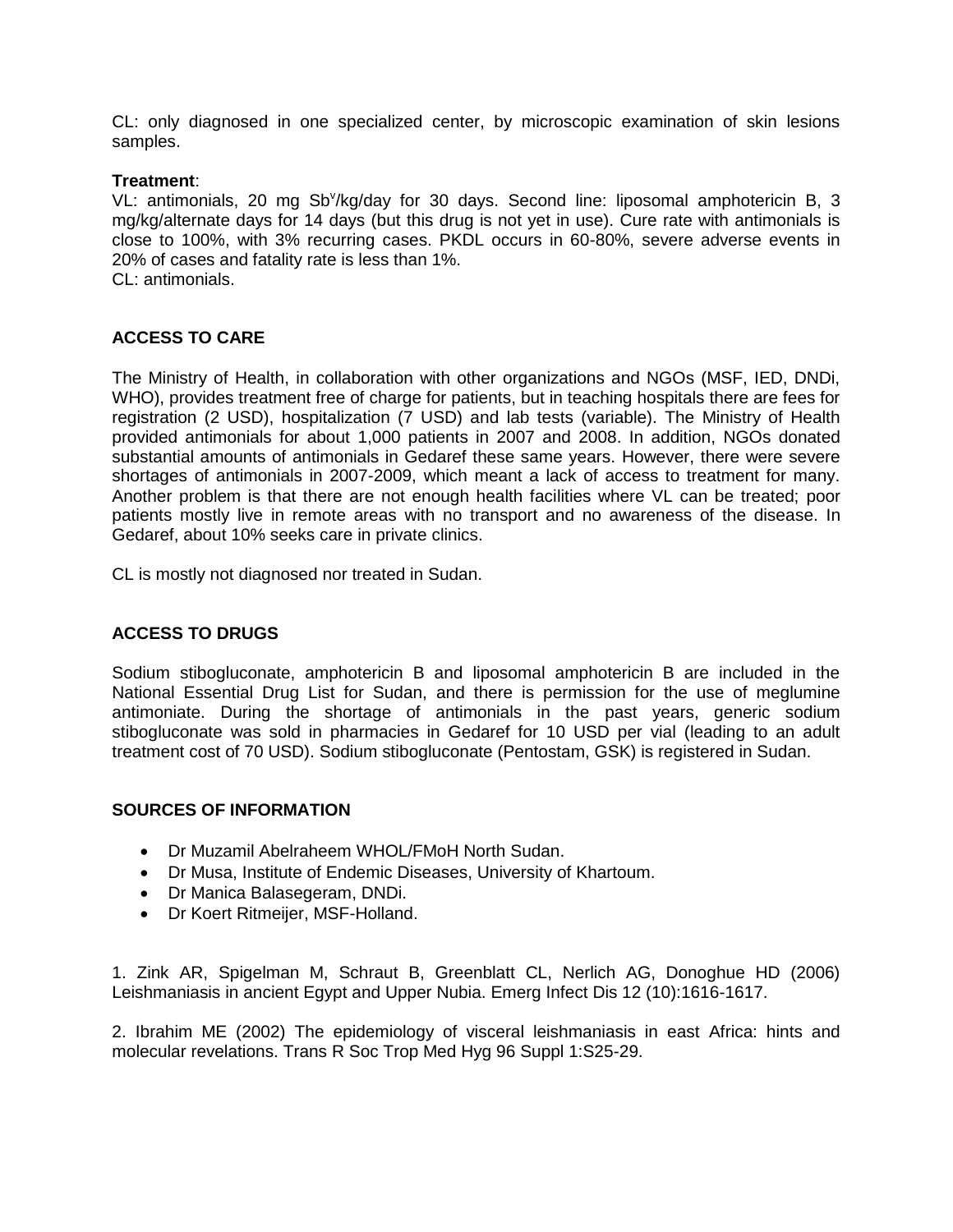CL: only diagnosed in one specialized center, by microscopic examination of skin lesions samples.

**Treatment**:

VL: antimonials, 20 mg $Sb^v$/kg/day for 30 days. Second line: liposomal amphotericin B, 3 mg/kg/alternate days for 14 days (but this drug is not yet in use). Cure rate with antimonials is close to 100%, with 3% recurring cases. PKDL occurs in 60-80%, severe adverse events in 20% of cases and fatality rate is less than 1%.

CL: antimonials.

## ACCESS TO CARE

The Ministry of Health, in collaboration with other organizations and NGOs (MSF, IED, DNDi, WHO), provides treatment free of charge for patients, but in teaching hospitals there are fees for registration (2 USD), hospitalization (7 USD) and lab tests (variable). The Ministry of Health provided antimonials for about 1,000 patients in 2007 and 2008. In addition, NGOs donated substantial amounts of antimonials in Gedaref these same years. However, there were severe shortages of antimonials in 2007-2009, which meant a lack of access to treatment for many. Another problem is that there are not enough health facilities where VL can be treated; poor patients mostly live in remote areas with no transport and no awareness of the disease. In Gedaref, about 10% seeks care in private clinics.

CL is mostly not diagnosed nor treated in Sudan.

## ACCESS TO DRUGS

Sodium stibogluconate, amphotericin B and liposomal amphotericin B are included in the National Essential Drug List for Sudan, and there is permission for the use of meglumine antimoniate. During the shortage of antimonials in the past years, generic sodium stibogluconate was sold in pharmacies in Gedaref for 10 USD per vial (leading to an adult treatment cost of 70 USD). Sodium stibogluconate (Pentostam, GSK) is registered in Sudan.

## SOURCES OF INFORMATION

- Dr Muzamil Abelraheem WHOL/FMoH North Sudan.
- Dr Musa, Institute of Endemic Diseases, University of Khartoum.
- Dr Manica Balasegeram, DNDi.
- Dr Koert Ritmeijer, MSF-Holland.

1. Zink AR, Spigelman M, Schraut B, Greenblatt CL, Nerlich AG, Donoghue HD (2006) Leishmaniasis in ancient Egypt and Upper Nubia. Emerg Infect Dis 12 (10):1616-1617.

2. Ibrahim ME (2002) The epidemiology of visceral leishmaniasis in east Africa: hints and molecular revelations. Trans R Soc Trop Med Hyg 96 Suppl 1:S25-29.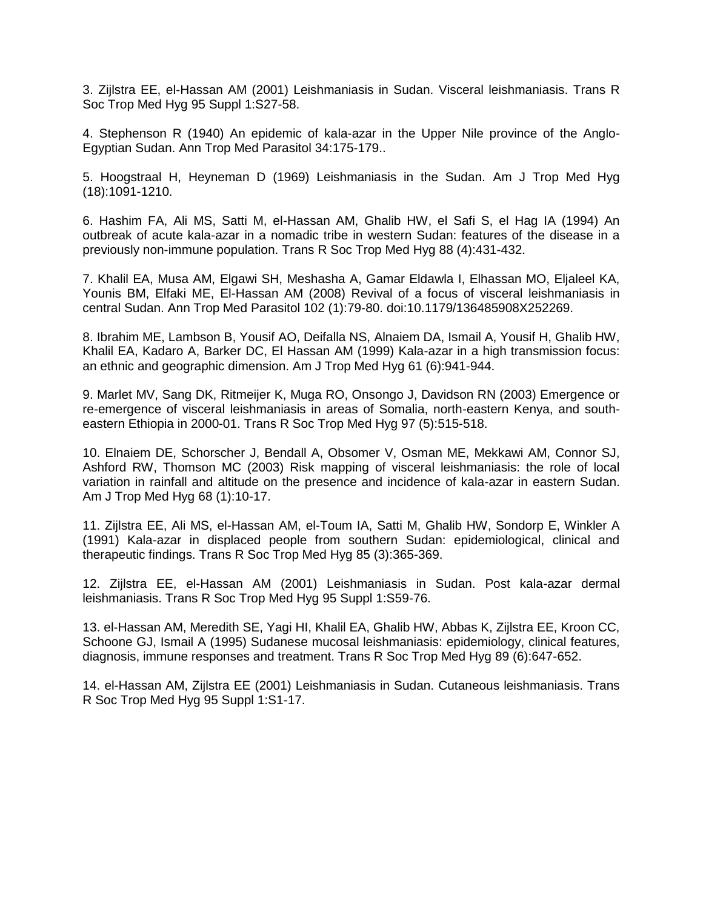3. Zijlstra EE, el-Hassan AM (2001) Leishmaniasis in Sudan. Visceral leishmaniasis. Trans R Soc Trop Med Hyg 95 Suppl 1:S27-58.

4. Stephenson R (1940) An epidemic of kala-azar in the Upper Nile province of the Anglo-Egyptian Sudan. Ann Trop Med Parasitol 34:175-179..

5. Hoogstraal H, Heyneman D (1969) Leishmaniasis in the Sudan. Am J Trop Med Hyg (18):1091-1210.

6. Hashim FA, Ali MS, Satti M, el-Hassan AM, Ghalib HW, el Safi S, el Hag IA (1994) An outbreak of acute kala-azar in a nomadic tribe in western Sudan: features of the disease in a previously non-immune population. Trans R Soc Trop Med Hyg 88 (4):431-432.

7. Khalil EA, Musa AM, Elgawi SH, Meshasha A, Gamar Eldawla I, Elhassan MO, Eljaleel KA, Younis BM, Elfaki ME, El-Hassan AM (2008) Revival of a focus of visceral leishmaniasis in central Sudan. Ann Trop Med Parasitol 102 (1):79-80. doi:10.1179/136485908X252269.

8. Ibrahim ME, Lambson B, Yousif AO, Deifalla NS, Alnaiem DA, Ismail A, Yousif H, Ghalib HW, Khalil EA, Kadaro A, Barker DC, El Hassan AM (1999) Kala-azar in a high transmission focus: an ethnic and geographic dimension. Am J Trop Med Hyg 61 (6):941-944.

9. Marlet MV, Sang DK, Ritmeijer K, Muga RO, Onsongo J, Davidson RN (2003) Emergence or re-emergence of visceral leishmaniasis in areas of Somalia, north-eastern Kenya, and south-eastern Ethiopia in 2000-01. Trans R Soc Trop Med Hyg 97 (5):515-518.

10. Elnaiem DE, Schorscher J, Bendall A, Obsomer V, Osman ME, Mekkawi AM, Connor SJ, Ashford RW, Thomson MC (2003) Risk mapping of visceral leishmaniasis: the role of local variation in rainfall and altitude on the presence and incidence of kala-azar in eastern Sudan. Am J Trop Med Hyg 68 (1):10-17.

11. Zijlstra EE, Ali MS, el-Hassan AM, el-Toum IA, Satti M, Ghalib HW, Sondorp E, Winkler A (1991) Kala-azar in displaced people from southern Sudan: epidemiological, clinical and therapeutic findings. Trans R Soc Trop Med Hyg 85 (3):365-369.

12. Zijlstra EE, el-Hassan AM (2001) Leishmaniasis in Sudan. Post kala-azar dermal leishmaniasis. Trans R Soc Trop Med Hyg 95 Suppl 1:S59-76.

13. el-Hassan AM, Meredith SE, Yagi HI, Khalil EA, Ghalib HW, Abbas K, Zijlstra EE, Kroon CC, Schoone GJ, Ismail A (1995) Sudanese mucosal leishmaniasis: epidemiology, clinical features, diagnosis, immune responses and treatment. Trans R Soc Trop Med Hyg 89 (6):647-652.

14. el-Hassan AM, Zijlstra EE (2001) Leishmaniasis in Sudan. Cutaneous leishmaniasis. Trans R Soc Trop Med Hyg 95 Suppl 1:S1-17.